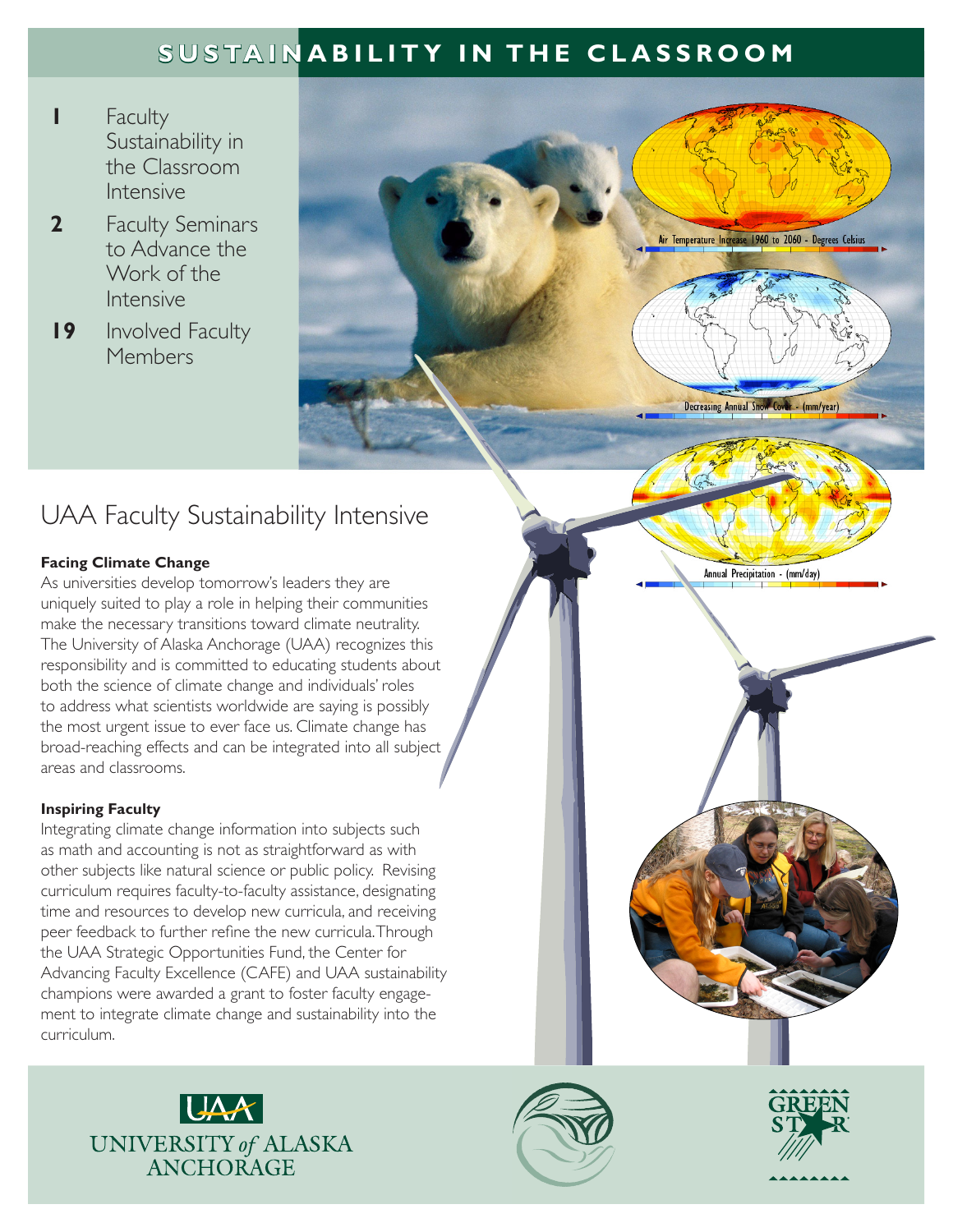# SUSTAINABILITY IN THE CLASSROOM

**1** Faculty Sustainability in the Classroom Intensive

**2** Faculty Seminars to Advance the Work of the Intensive

**19** Involved Faculty Members

Air Temperature Increase 1960 to 2060 - Degrees Celsius

Decreasing Annual Snow Cover - (mm/year)

Annual Precipitation - (mm/day)

## UAA Faculty Sustainability Intensive

### Facing Climate Change

As universities develop tomorrow's leaders they are uniquely suited to play a role in helping their communities make the necessary transitions toward climate neutrality. The University of Alaska Anchorage (UAA) recognizes this responsibility and is committed to educating students about both the science of climate change and individuals' roles to address what scientists worldwide are saying is possibly the most urgent issue to ever face us. Climate change has broad-reaching effects and can be integrated into all subject areas and classrooms.

### Inspiring Faculty

Integrating climate change information into subjects such as math and accounting is not as straightforward as with other subjects like natural science or public policy. Revising curriculum requires faculty-to-faculty assistance, designating time and resources to develop new curricula, and receiving peer feedback to further refine the new curricula. Through the UAA Strategic Opportunities Fund, the Center for Advancing Faculty Excellence (CAFE) and UAA sustainability champions were awarded a grant to foster faculty engagement to integrate climate change and sustainability into the curriculum.

UAA UNIVERSITY of ALASKA ANCHORAGE

GREEN STAR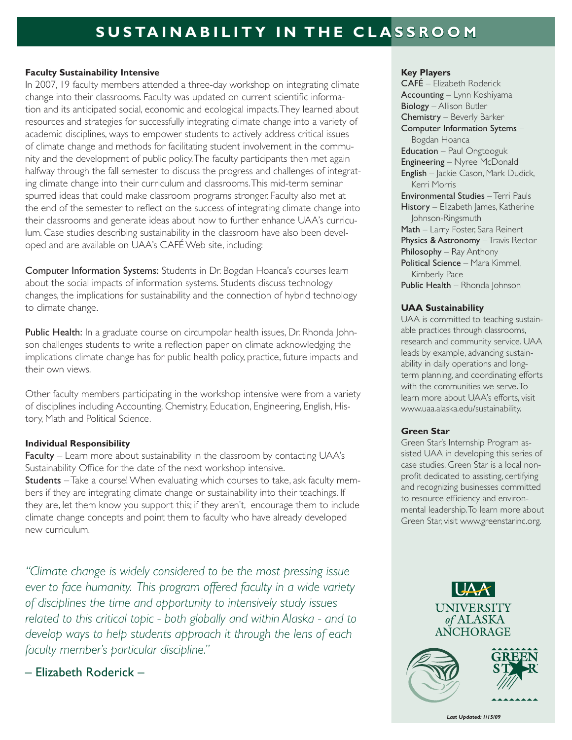# SUSTAINABILITY IN THE CLASSROOM

**Faculty Sustainability Intensive**

In 2007, 19 faculty members attended a three-day workshop on integrating climate change into their classrooms. Faculty was updated on current scientific information and its anticipated social, economic and ecological impacts. They learned about resources and strategies for successfully integrating climate change into a variety of academic disciplines, ways to empower students to actively address critical issues of climate change and methods for facilitating student involvement in the community and the development of public policy. The faculty participants then met again halfway through the fall semester to discuss the progress and challenges of integrating climate change into their curriculum and classrooms. This mid-term seminar spurred ideas that could make classroom programs stronger. Faculty also met at the end of the semester to reflect on the success of integrating climate change into their classrooms and generate ideas about how to further enhance UAA's curriculum. Case studies describing sustainability in the classroom have also been developed and are available on UAA's CAFÉ Web site, including:

Computer Information Systems: Students in Dr. Bogdan Hoanca's courses learn about the social impacts of information systems. Students discuss technology changes, the implications for sustainability and the connection of hybrid technology to climate change.

Public Health: In a graduate course on circumpolar health issues, Dr. Rhonda Johnson challenges students to write a reflection paper on climate acknowledging the implications climate change has for public health policy, practice, future impacts and their own views.

Other faculty members participating in the workshop intensive were from a variety of disciplines including Accounting, Chemistry, Education, Engineering, English, History, Math and Political Science.

**Individual Responsibility**

Faculty – Learn more about sustainability in the classroom by contacting UAA's Sustainability Office for the date of the next workshop intensive.

Students – Take a course! When evaluating which courses to take, ask faculty members if they are integrating climate change or sustainability into their teachings. If they are, let them know you support this; if they aren't, encourage them to include climate change concepts and point them to faculty who have already developed new curriculum.

*"Climate change is widely considered to be the most pressing issue ever to face humanity. This program offered faculty in a wide variety of disciplines the time and opportunity to intensively study issues related to this critical topic - both globally and within Alaska - and to develop ways to help students approach it through the lens of each faculty member's particular discipline."*

– Elizabeth Roderick –

**Key Players**

CAFÉ – Elizabeth Roderick
Accounting – Lynn Koshiyama
Biology – Allison Butler
Chemistry – Beverly Barker
Computer Information Sytems – Bogdan Hoanca
Education – Paul Ongtooguk
Engineering – Nyree McDonald
English – Jackie Cason, Mark Dudick, Kerri Morris
Environmental Studies – Terri Pauls
History – Elizabeth James, Katherine Johnson-Ringsmuth
Math – Larry Foster, Sara Reinert
Physics & Astronomy – Travis Rector
Philosophy – Ray Anthony
Political Science – Mara Kimmel, Kimberly Pace
Public Health – Rhonda Johnson

**UAA Sustainability**

UAA is committed to teaching sustainable practices through classrooms, research and community service. UAA leads by example, advancing sustainability in daily operations and long-term planning, and coordinating efforts with the communities we serve. To learn more about UAA's efforts, visit www.uaa.alaska.edu/sustainability.

**Green Star**

Green Star's Internship Program assisted UAA in developing this series of case studies. Green Star is a local non-profit dedicated to assisting, certifying and recognizing businesses committed to resource efficiency and environmental leadership. To learn more about Green Star, visit www.greenstarinc.org.

UAA UNIVERSITY *of* ALASKA ANCHORAGE

GREEN STAR

*Last Updated: 1/15/09*